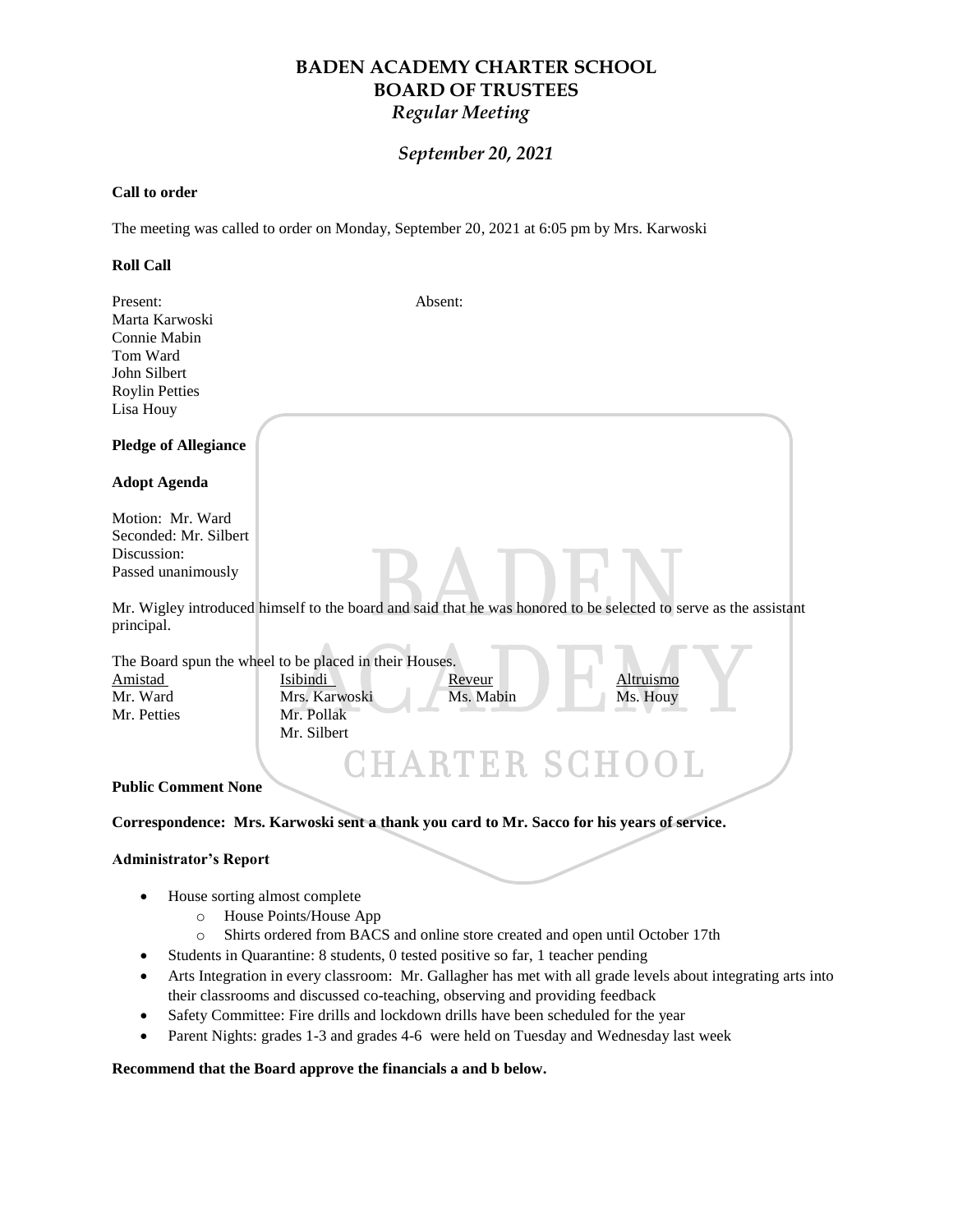# BADEN ACADEMY CHARTER SCHOOL
# BOARD OF TRUSTEES
## *Regular Meeting*

## *September 20, 2021*

**Call to order**

The meeting was called to order on Monday, September 20, 2021 at 6:05 pm by Mrs. Karwoski

**Roll Call**

| Present: | Absent: |
|---|---|
| Marta Karwoski | |
| Connie Mabin | |
| Tom Ward | |
| John Silbert | |
| Roylin Petties | |
| Lisa Houy | |

**Pledge of Allegiance**

**Adopt Agenda**

Motion: Mr. Ward
Seconded: Mr. Silbert
Discussion:
Passed unanimously

Mr. Wigley introduced himself to the board and said that he was honored to be selected to serve as the assistant principal.

The Board spun the wheel to be placed in their Houses.

| Amistad | Isibindi | Reveur | Altruismo |
|---|---|---|---|
| Mr. Ward | Mrs. Karwoski | Ms. Mabin | Ms. Houy |
| Mr. Petties | Mr. Pollak | | |
| | Mr. Silbert | | |

**Public Comment None**

**Correspondence: Mrs. Karwoski sent a thank you card to Mr. Sacco for his years of service.**

**Administrator's Report**

- House sorting almost complete
  - House Points/House App
  - Shirts ordered from BACS and online store created and open until October 17th
- Students in Quarantine: 8 students, 0 tested positive so far, 1 teacher pending
- Arts Integration in every classroom: Mr. Gallagher has met with all grade levels about integrating arts into their classrooms and discussed co-teaching, observing and providing feedback
- Safety Committee: Fire drills and lockdown drills have been scheduled for the year
- Parent Nights: grades 1-3 and grades 4-6 were held on Tuesday and Wednesday last week

**Recommend that the Board approve the financials a and b below.**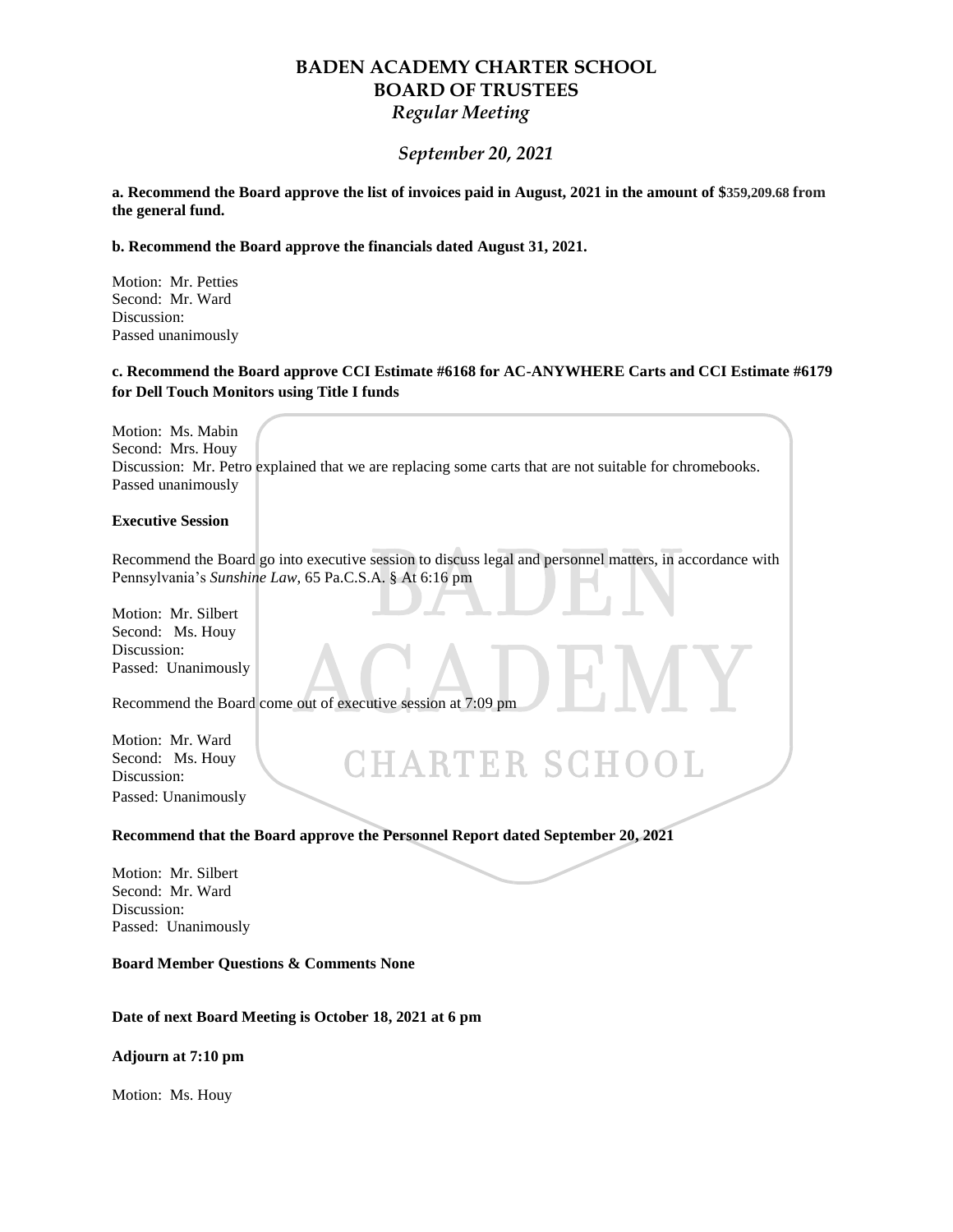# BADEN ACADEMY CHARTER SCHOOL
# BOARD OF TRUSTEES
*Regular Meeting*

*September 20, 2021*

**a. Recommend the Board approve the list of invoices paid in August, 2021 in the amount of $359,209.68 from the general fund.**

**b. Recommend the Board approve the financials dated August 31, 2021.**

Motion: Mr. Petties
Second: Mr. Ward
Discussion:
Passed unanimously

**c. Recommend the Board approve CCI Estimate #6168 for AC-ANYWHERE Carts and CCI Estimate #6179 for Dell Touch Monitors using Title I funds**

Motion: Ms. Mabin
Second: Mrs. Houy
Discussion: Mr. Petro explained that we are replacing some carts that are not suitable for chromebooks.
Passed unanimously

**Executive Session**

Recommend the Board go into executive session to discuss legal and personnel matters, in accordance with Pennsylvania's *Sunshine Law*, 65 Pa.C.S.A. § At 6:16 pm

Motion: Mr. Silbert
Second: Ms. Houy
Discussion:
Passed: Unanimously

Recommend the Board come out of executive session at 7:09 pm

Motion: Mr. Ward
Second: Ms. Houy
Discussion:
Passed: Unanimously

**Recommend that the Board approve the Personnel Report dated September 20, 2021**

Motion: Mr. Silbert
Second: Mr. Ward
Discussion:
Passed: Unanimously

**Board Member Questions & Comments None**

**Date of next Board Meeting is October 18, 2021 at 6 pm**

**Adjourn at 7:10 pm**

Motion: Ms. Houy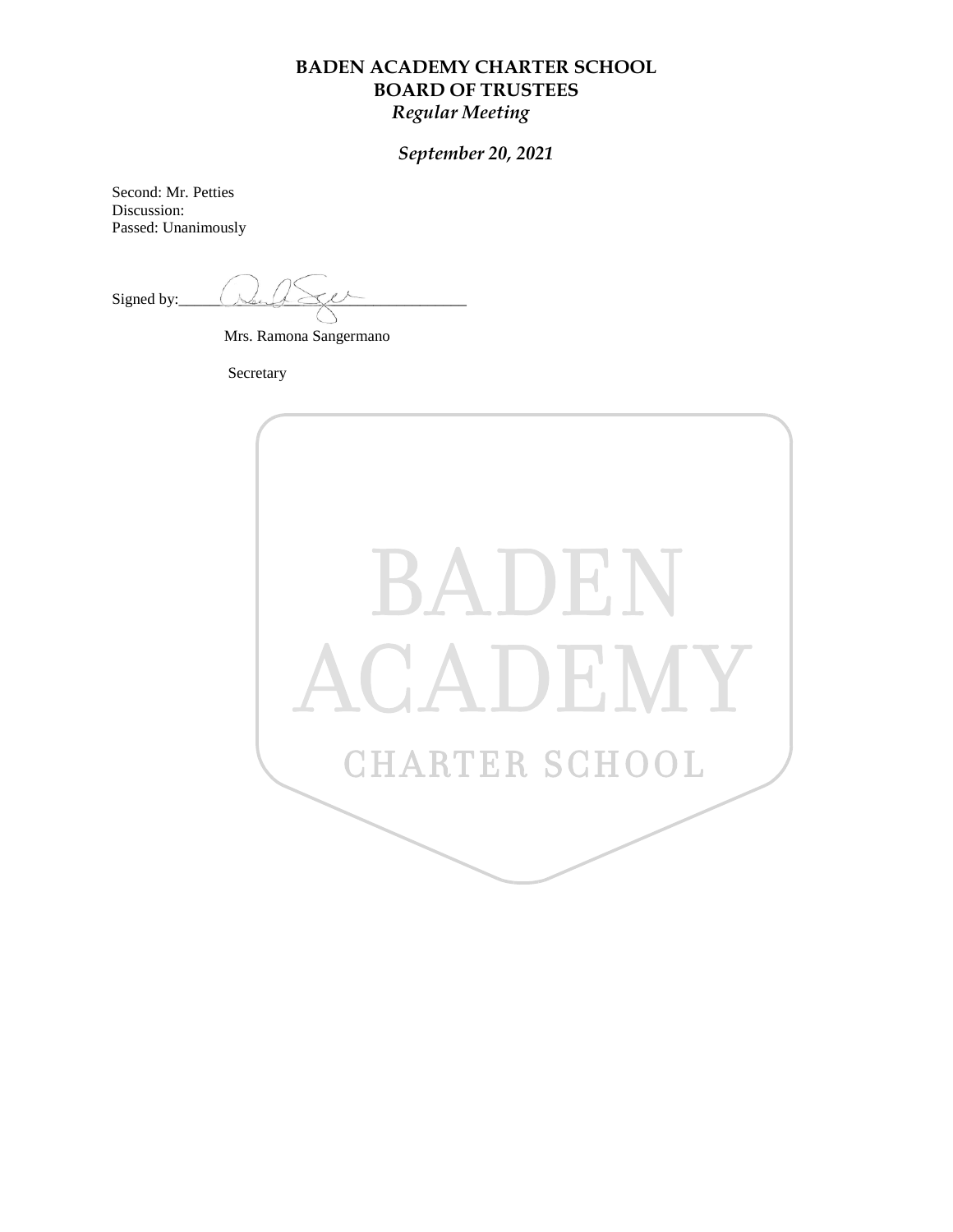Second: Mr. Petties
Discussion:
Passed: Unanimously

Signed by:________________________________

Mrs. Ramona Sangermano

Secretary